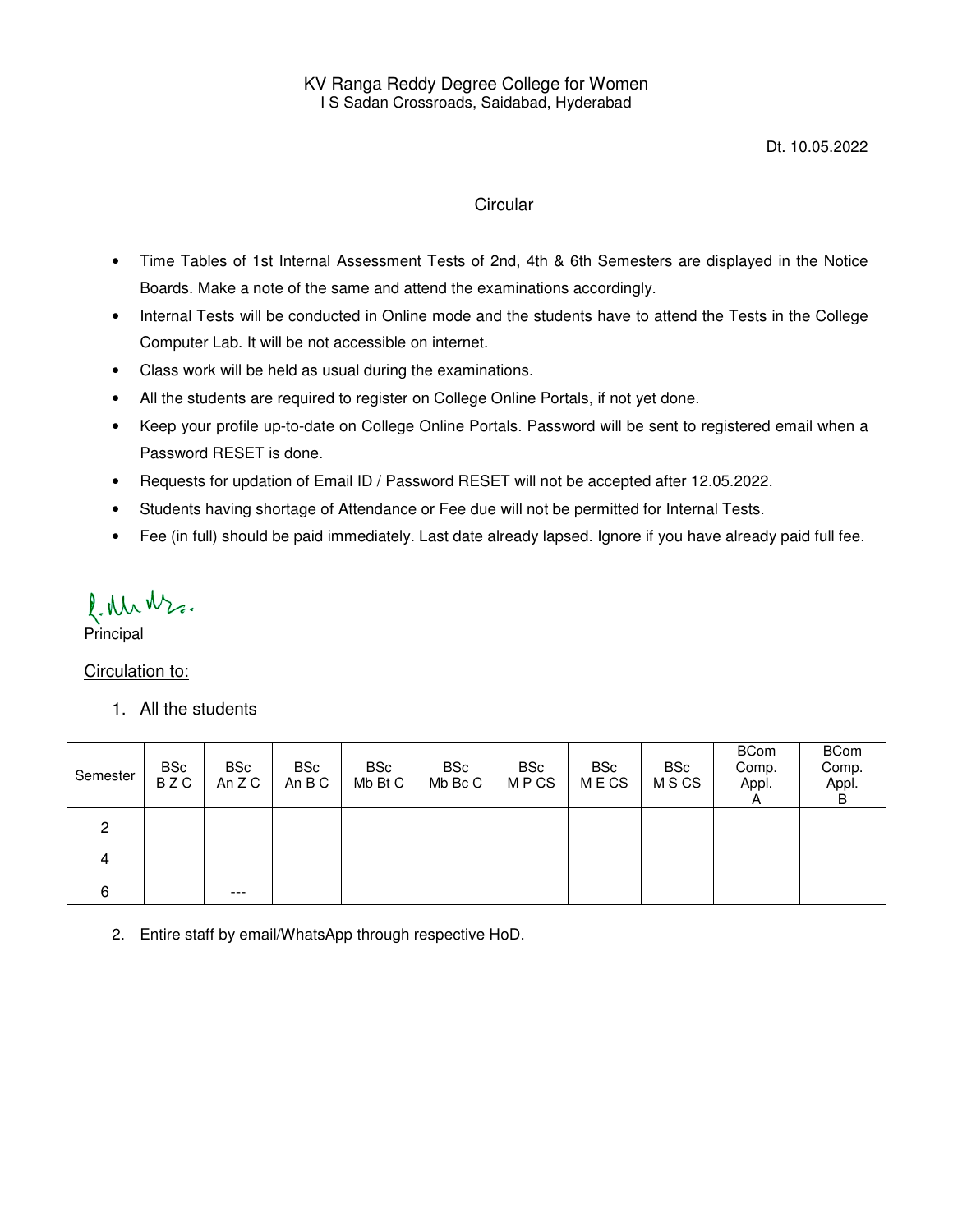KV Ranga Reddy Degree College for Women
I S Sadan Crossroads, Saidabad, Hyderabad

Dt. 10.05.2022

## Circular

- Time Tables of 1st Internal Assessment Tests of 2nd, 4th & 6th Semesters are displayed in the Notice Boards. Make a note of the same and attend the examinations accordingly.
- Internal Tests will be conducted in Online mode and the students have to attend the Tests in the College Computer Lab. It will be not accessible on internet.
- Class work will be held as usual during the examinations.
- All the students are required to register on College Online Portals, if not yet done.
- Keep your profile up-to-date on College Online Portals. Password will be sent to registered email when a Password RESET is done.
- Requests for updation of Email ID / Password RESET will not be accepted after 12.05.2022.
- Students having shortage of Attendance or Fee due will not be permitted for Internal Tests.
- Fee (in full) should be paid immediately. Last date already lapsed. Ignore if you have already paid full fee.

Principal

Circulation to:

1. All the students

| Semester | BSc B Z C | BSc An Z C | BSc An B C | BSc Mb Bt C | BSc Mb Bc C | BSc M P CS | BSc M E CS | BSc M S CS | BCom Comp. Appl. A | BCom Comp. Appl. B |
|---|---|---|---|---|---|---|---|---|---|---|
| 2 | | | | | | | | | | |
| 4 | | | | | | | | | | |
| 6 | | --- | | | | | | | | |

2. Entire staff by email/WhatsApp through respective HoD.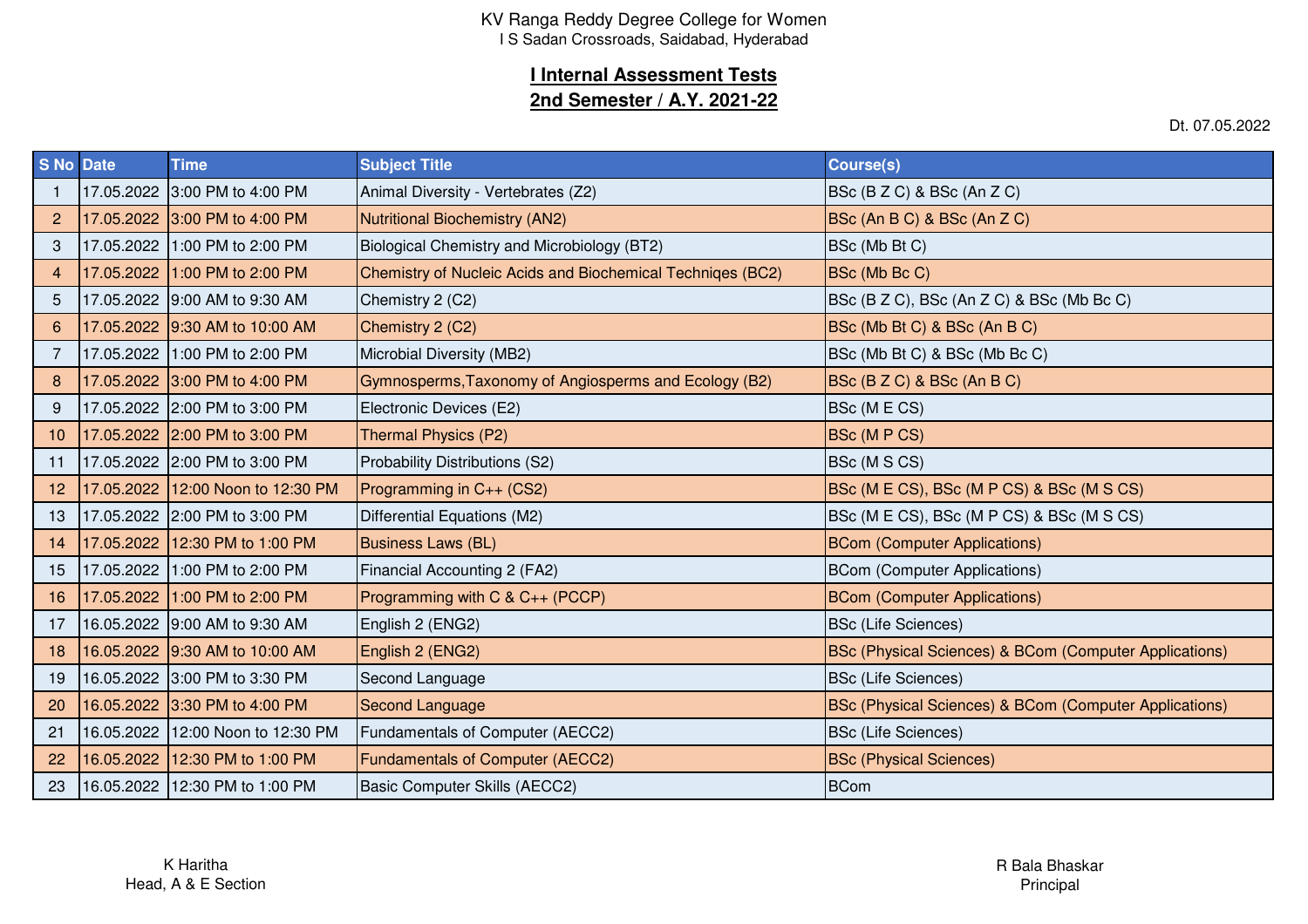KV Ranga Reddy Degree College for Women
I S Sadan Crossroads, Saidabad, Hyderabad

## I Internal Assessment Tests
## 2nd Semester / A.Y. 2021-22

Dt. 07.05.2022

| S No | Date | Time | Subject Title | Course(s) |
|---|---|---|---|---|
| 1 | 17.05.2022 | 3:00 PM to 4:00 PM | Animal Diversity - Vertebrates (Z2) | BSc (B Z C) & BSc (An Z C) |
| 2 | 17.05.2022 | 3:00 PM to 4:00 PM | Nutritional Biochemistry (AN2) | BSc (An B C) & BSc (An Z C) |
| 3 | 17.05.2022 | 1:00 PM to 2:00 PM | Biological Chemistry and Microbiology (BT2) | BSc (Mb Bt C) |
| 4 | 17.05.2022 | 1:00 PM to 2:00 PM | Chemistry of Nucleic Acids and Biochemical Techniqes (BC2) | BSc (Mb Bc C) |
| 5 | 17.05.2022 | 9:00 AM to 9:30 AM | Chemistry 2 (C2) | BSc (B Z C), BSc (An Z C) & BSc (Mb Bc C) |
| 6 | 17.05.2022 | 9:30 AM to 10:00 AM | Chemistry 2 (C2) | BSc (Mb Bt C) & BSc (An B C) |
| 7 | 17.05.2022 | 1:00 PM to 2:00 PM | Microbial Diversity (MB2) | BSc (Mb Bt C) & BSc (Mb Bc C) |
| 8 | 17.05.2022 | 3:00 PM to 4:00 PM | Gymnosperms,Taxonomy of Angiosperms and Ecology (B2) | BSc (B Z C) & BSc (An B C) |
| 9 | 17.05.2022 | 2:00 PM to 3:00 PM | Electronic Devices (E2) | BSc (M E CS) |
| 10 | 17.05.2022 | 2:00 PM to 3:00 PM | Thermal Physics (P2) | BSc (M P CS) |
| 11 | 17.05.2022 | 2:00 PM to 3:00 PM | Probability Distributions (S2) | BSc (M S CS) |
| 12 | 17.05.2022 | 12:00 Noon to 12:30 PM | Programming in C++ (CS2) | BSc (M E CS), BSc (M P CS) & BSc (M S CS) |
| 13 | 17.05.2022 | 2:00 PM to 3:00 PM | Differential Equations (M2) | BSc (M E CS), BSc (M P CS) & BSc (M S CS) |
| 14 | 17.05.2022 | 12:30 PM to 1:00 PM | Business Laws (BL) | BCom (Computer Applications) |
| 15 | 17.05.2022 | 1:00 PM to 2:00 PM | Financial Accounting 2 (FA2) | BCom (Computer Applications) |
| 16 | 17.05.2022 | 1:00 PM to 2:00 PM | Programming with C & C++ (PCCP) | BCom (Computer Applications) |
| 17 | 16.05.2022 | 9:00 AM to 9:30 AM | English 2 (ENG2) | BSc (Life Sciences) |
| 18 | 16.05.2022 | 9:30 AM to 10:00 AM | English 2 (ENG2) | BSc (Physical Sciences) & BCom (Computer Applications) |
| 19 | 16.05.2022 | 3:00 PM to 3:30 PM | Second Language | BSc (Life Sciences) |
| 20 | 16.05.2022 | 3:30 PM to 4:00 PM | Second Language | BSc (Physical Sciences) & BCom (Computer Applications) |
| 21 | 16.05.2022 | 12:00 Noon to 12:30 PM | Fundamentals of Computer (AECC2) | BSc (Life Sciences) |
| 22 | 16.05.2022 | 12:30 PM to 1:00 PM | Fundamentals of Computer (AECC2) | BSc (Physical Sciences) |
| 23 | 16.05.2022 | 12:30 PM to 1:00 PM | Basic Computer Skills (AECC2) | BCom |

K Haritha
Head, A & E Section

R Bala Bhaskar
Principal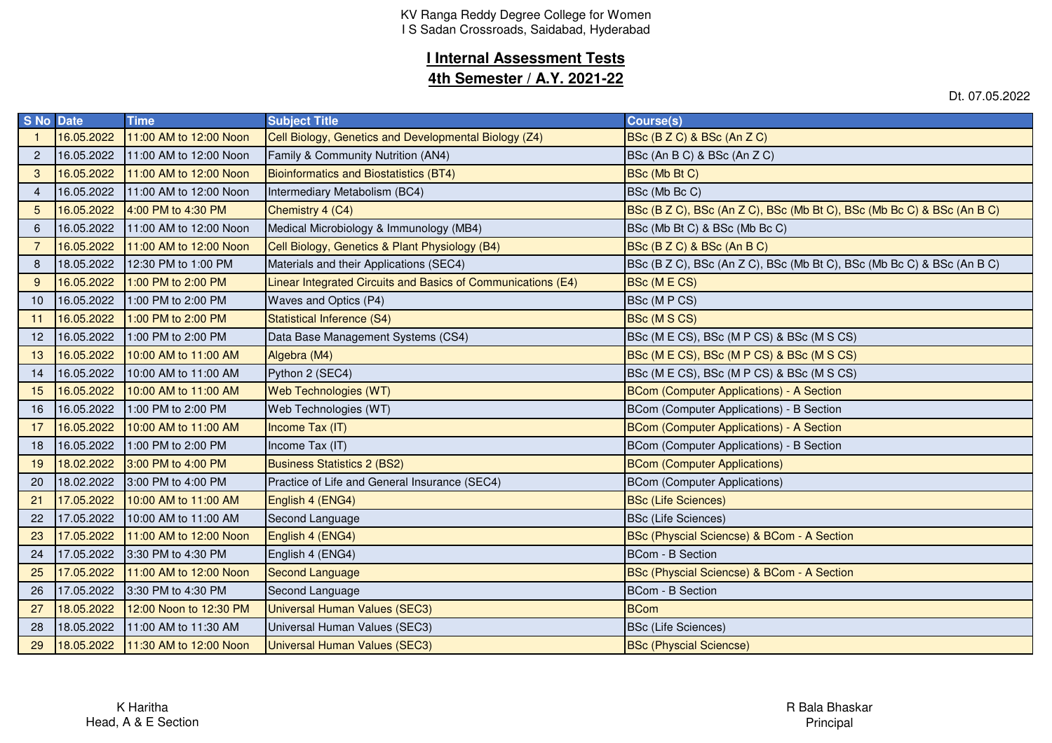KV Ranga Reddy Degree College for Women
I S Sadan Crossroads, Saidabad, Hyderabad

## I Internal Assessment Tests
## 4th Semester / A.Y. 2021-22

Dt. 07.05.2022

| S No | Date | Time | Subject Title | Course(s) |
|---|---|---|---|---|
| 1 | 16.05.2022 | 11:00 AM to 12:00 Noon | Cell Biology, Genetics and Developmental Biology (Z4) | BSc (B Z C) & BSc (An Z C) |
| 2 | 16.05.2022 | 11:00 AM to 12:00 Noon | Family & Community Nutrition (AN4) | BSc (An B C) & BSc (An Z C) |
| 3 | 16.05.2022 | 11:00 AM to 12:00 Noon | Bioinformatics and Biostatistics (BT4) | BSc (Mb Bt C) |
| 4 | 16.05.2022 | 11:00 AM to 12:00 Noon | Intermediary Metabolism (BC4) | BSc (Mb Bc C) |
| 5 | 16.05.2022 | 4:00 PM to 4:30 PM | Chemistry 4 (C4) | BSc (B Z C), BSc (An Z C), BSc (Mb Bt C), BSc (Mb Bc C) & BSc (An B C) |
| 6 | 16.05.2022 | 11:00 AM to 12:00 Noon | Medical Microbiology & Immunology (MB4) | BSc (Mb Bt C) & BSc (Mb Bc C) |
| 7 | 16.05.2022 | 11:00 AM to 12:00 Noon | Cell Biology, Genetics & Plant Physiology (B4) | BSc (B Z C) & BSc (An B C) |
| 8 | 18.05.2022 | 12:30 PM to 1:00 PM | Materials and their Applications (SEC4) | BSc (B Z C), BSc (An Z C), BSc (Mb Bt C), BSc (Mb Bc C) & BSc (An B C) |
| 9 | 16.05.2022 | 1:00 PM to 2:00 PM | Linear Integrated Circuits and Basics of Communications (E4) | BSc (M E CS) |
| 10 | 16.05.2022 | 1:00 PM to 2:00 PM | Waves and Optics (P4) | BSc (M P CS) |
| 11 | 16.05.2022 | 1:00 PM to 2:00 PM | Statistical Inference (S4) | BSc (M S CS) |
| 12 | 16.05.2022 | 1:00 PM to 2:00 PM | Data Base Management Systems (CS4) | BSc (M E CS), BSc (M P CS) & BSc (M S CS) |
| 13 | 16.05.2022 | 10:00 AM to 11:00 AM | Algebra (M4) | BSc (M E CS), BSc (M P CS) & BSc (M S CS) |
| 14 | 16.05.2022 | 10:00 AM to 11:00 AM | Python 2 (SEC4) | BSc (M E CS), BSc (M P CS) & BSc (M S CS) |
| 15 | 16.05.2022 | 10:00 AM to 11:00 AM | Web Technologies (WT) | BCom (Computer Applications) - A Section |
| 16 | 16.05.2022 | 1:00 PM to 2:00 PM | Web Technologies (WT) | BCom (Computer Applications) - B Section |
| 17 | 16.05.2022 | 10:00 AM to 11:00 AM | Income Tax (IT) | BCom (Computer Applications) - A Section |
| 18 | 16.05.2022 | 1:00 PM to 2:00 PM | Income Tax (IT) | BCom (Computer Applications) - B Section |
| 19 | 18.02.2022 | 3:00 PM to 4:00 PM | Business Statistics 2 (BS2) | BCom (Computer Applications) |
| 20 | 18.02.2022 | 3:00 PM to 4:00 PM | Practice of Life and General Insurance (SEC4) | BCom (Computer Applications) |
| 21 | 17.05.2022 | 10:00 AM to 11:00 AM | English 4 (ENG4) | BSc (Life Sciences) |
| 22 | 17.05.2022 | 10:00 AM to 11:00 AM | Second Language | BSc (Life Sciences) |
| 23 | 17.05.2022 | 11:00 AM to 12:00 Noon | English 4 (ENG4) | BSc (Physcial Sciencse) & BCom - A Section |
| 24 | 17.05.2022 | 3:30 PM to 4:30 PM | English 4 (ENG4) | BCom - B Section |
| 25 | 17.05.2022 | 11:00 AM to 12:00 Noon | Second Language | BSc (Physcial Sciencse) & BCom - A Section |
| 26 | 17.05.2022 | 3:30 PM to 4:30 PM | Second Language | BCom - B Section |
| 27 | 18.05.2022 | 12:00 Noon to 12:30 PM | Universal Human Values (SEC3) | BCom |
| 28 | 18.05.2022 | 11:00 AM to 11:30 AM | Universal Human Values (SEC3) | BSc (Life Sciences) |
| 29 | 18.05.2022 | 11:30 AM to 12:00 Noon | Universal Human Values (SEC3) | BSc (Physcial Sciencse) |

K Haritha
Head, A & E Section

R Bala Bhaskar
Principal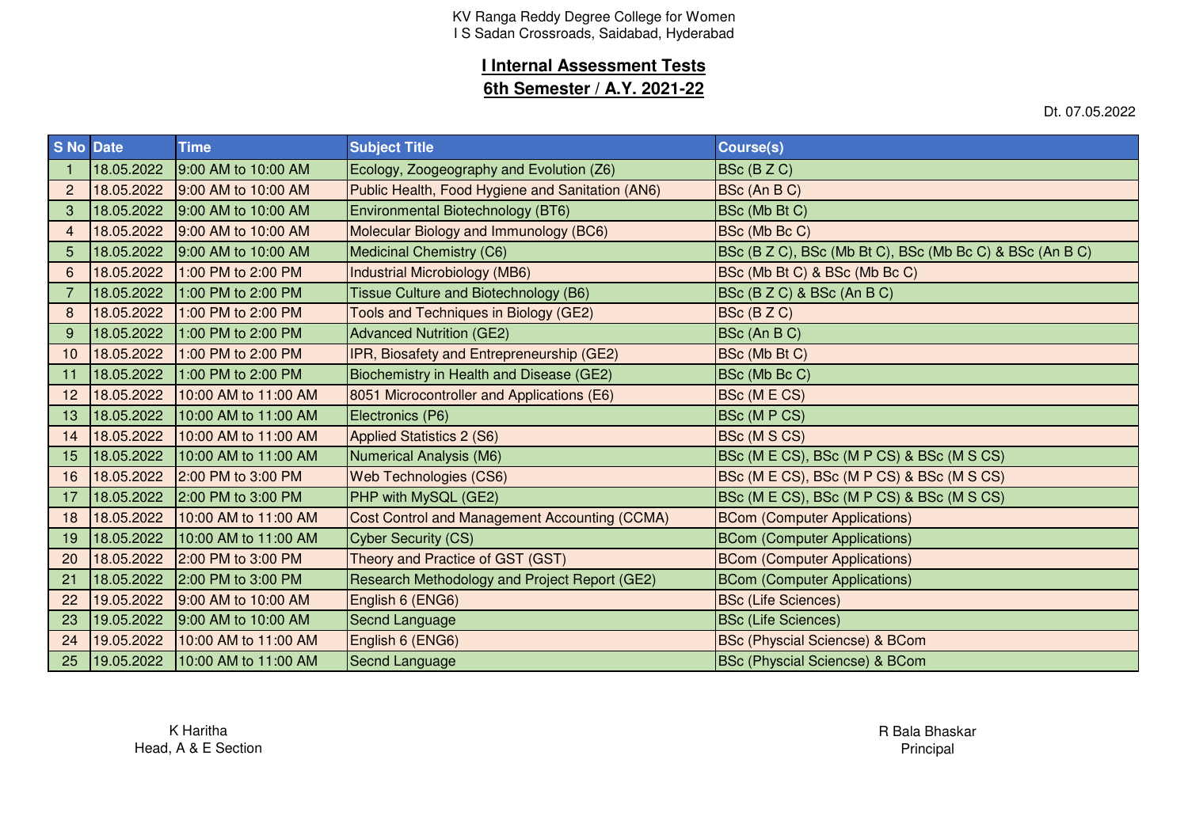KV Ranga Reddy Degree College for Women
I S Sadan Crossroads, Saidabad, Hyderabad

## I Internal Assessment Tests
## 6th Semester / A.Y. 2021-22

Dt. 07.05.2022

| S No | Date | Time | Subject Title | Course(s) |
|---|---|---|---|---|
| 1 | 18.05.2022 | 9:00 AM to 10:00 AM | Ecology, Zoogeography and Evolution (Z6) | BSc (B Z C) |
| 2 | 18.05.2022 | 9:00 AM to 10:00 AM | Public Health, Food Hygiene and Sanitation (AN6) | BSc (An B C) |
| 3 | 18.05.2022 | 9:00 AM to 10:00 AM | Environmental Biotechnology (BT6) | BSc (Mb Bt C) |
| 4 | 18.05.2022 | 9:00 AM to 10:00 AM | Molecular Biology and Immunology (BC6) | BSc (Mb Bc C) |
| 5 | 18.05.2022 | 9:00 AM to 10:00 AM | Medicinal Chemistry (C6) | BSc (B Z C), BSc (Mb Bt C), BSc (Mb Bc C) & BSc (An B C) |
| 6 | 18.05.2022 | 1:00 PM to 2:00 PM | Industrial Microbiology (MB6) | BSc (Mb Bt C) & BSc (Mb Bc C) |
| 7 | 18.05.2022 | 1:00 PM to 2:00 PM | Tissue Culture and Biotechnology (B6) | BSc (B Z C) & BSc (An B C) |
| 8 | 18.05.2022 | 1:00 PM to 2:00 PM | Tools and Techniques in Biology (GE2) | BSc (B Z C) |
| 9 | 18.05.2022 | 1:00 PM to 2:00 PM | Advanced Nutrition (GE2) | BSc (An B C) |
| 10 | 18.05.2022 | 1:00 PM to 2:00 PM | IPR, Biosafety and Entrepreneurship (GE2) | BSc (Mb Bt C) |
| 11 | 18.05.2022 | 1:00 PM to 2:00 PM | Biochemistry in Health and Disease (GE2) | BSc (Mb Bc C) |
| 12 | 18.05.2022 | 10:00 AM to 11:00 AM | 8051 Microcontroller and Applications (E6) | BSc (M E CS) |
| 13 | 18.05.2022 | 10:00 AM to 11:00 AM | Electronics (P6) | BSc (M P CS) |
| 14 | 18.05.2022 | 10:00 AM to 11:00 AM | Applied Statistics 2 (S6) | BSc (M S CS) |
| 15 | 18.05.2022 | 10:00 AM to 11:00 AM | Numerical Analysis (M6) | BSc (M E CS), BSc (M P CS) & BSc (M S CS) |
| 16 | 18.05.2022 | 2:00 PM to 3:00 PM | Web Technologies (CS6) | BSc (M E CS), BSc (M P CS) & BSc (M S CS) |
| 17 | 18.05.2022 | 2:00 PM to 3:00 PM | PHP with MySQL (GE2) | BSc (M E CS), BSc (M P CS) & BSc (M S CS) |
| 18 | 18.05.2022 | 10:00 AM to 11:00 AM | Cost Control and Management Accounting (CCMA) | BCom (Computer Applications) |
| 19 | 18.05.2022 | 10:00 AM to 11:00 AM | Cyber Security (CS) | BCom (Computer Applications) |
| 20 | 18.05.2022 | 2:00 PM to 3:00 PM | Theory and Practice of GST (GST) | BCom (Computer Applications) |
| 21 | 18.05.2022 | 2:00 PM to 3:00 PM | Research Methodology and Project Report (GE2) | BCom (Computer Applications) |
| 22 | 19.05.2022 | 9:00 AM to 10:00 AM | English 6 (ENG6) | BSc (Life Sciences) |
| 23 | 19.05.2022 | 9:00 AM to 10:00 AM | Secnd Language | BSc (Life Sciences) |
| 24 | 19.05.2022 | 10:00 AM to 11:00 AM | English 6 (ENG6) | BSc (Physcial Sciencse) & BCom |
| 25 | 19.05.2022 | 10:00 AM to 11:00 AM | Secnd Language | BSc (Physcial Sciencse) & BCom |

K Haritha
Head, A & E Section

R Bala Bhaskar
Principal